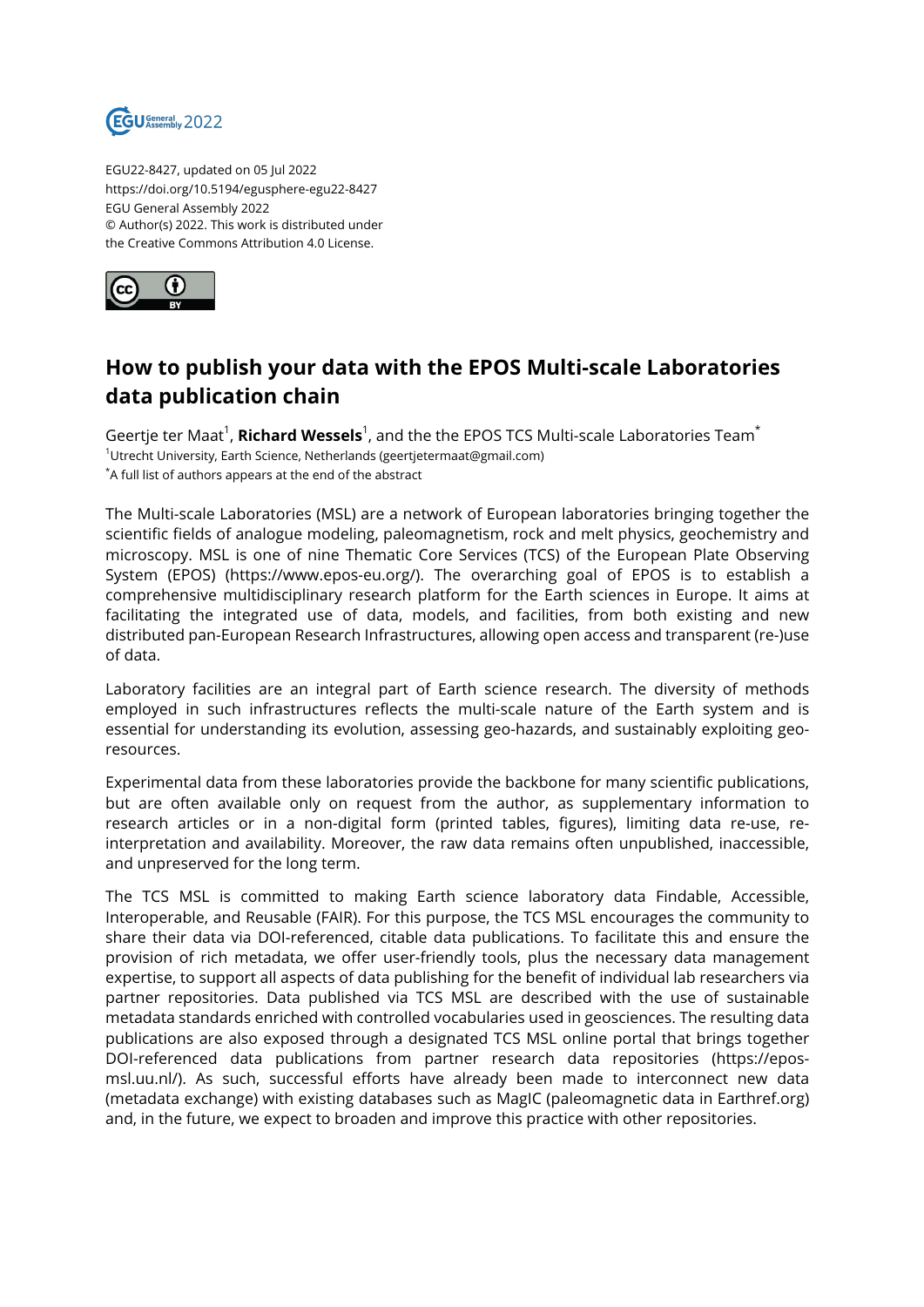EGU22-8427, updated on 05 Jul 2022
https://doi.org/10.5194/egusphere-egu22-8427
EGU General Assembly 2022
© Author(s) 2022. This work is distributed under
the Creative Commons Attribution 4.0 License.

# How to publish your data with the EPOS Multi-scale Laboratories data publication chain

Geertje ter Maat[1], **Richard Wessels**[1], and the the EPOS TCS Multi-scale Laboratories Team[*]

[1]Utrecht University, Earth Science, Netherlands (geertjetermaat@gmail.com)
[*]A full list of authors appears at the end of the abstract

The Multi-scale Laboratories (MSL) are a network of European laboratories bringing together the scientific fields of analogue modeling, paleomagnetism, rock and melt physics, geochemistry and microscopy. MSL is one of nine Thematic Core Services (TCS) of the European Plate Observing System (EPOS) (https://www.epos-eu.org/). The overarching goal of EPOS is to establish a comprehensive multidisciplinary research platform for the Earth sciences in Europe. It aims at facilitating the integrated use of data, models, and facilities, from both existing and new distributed pan-European Research Infrastructures, allowing open access and transparent (re-)use of data.

Laboratory facilities are an integral part of Earth science research. The diversity of methods employed in such infrastructures reflects the multi-scale nature of the Earth system and is essential for understanding its evolution, assessing geo-hazards, and sustainably exploiting geo-resources.

Experimental data from these laboratories provide the backbone for many scientific publications, but are often available only on request from the author, as supplementary information to research articles or in a non-digital form (printed tables, figures), limiting data re-use, re-interpretation and availability. Moreover, the raw data remains often unpublished, inaccessible, and unpreserved for the long term.

The TCS MSL is committed to making Earth science laboratory data Findable, Accessible, Interoperable, and Reusable (FAIR). For this purpose, the TCS MSL encourages the community to share their data via DOI-referenced, citable data publications. To facilitate this and ensure the provision of rich metadata, we offer user-friendly tools, plus the necessary data management expertise, to support all aspects of data publishing for the benefit of individual lab researchers via partner repositories. Data published via TCS MSL are described with the use of sustainable metadata standards enriched with controlled vocabularies used in geosciences. The resulting data publications are also exposed through a designated TCS MSL online portal that brings together DOI-referenced data publications from partner research data repositories (https://epos-msl.uu.nl/). As such, successful efforts have already been made to interconnect new data (metadata exchange) with existing databases such as MagIC (paleomagnetic data in Earthref.org) and, in the future, we expect to broaden and improve this practice with other repositories.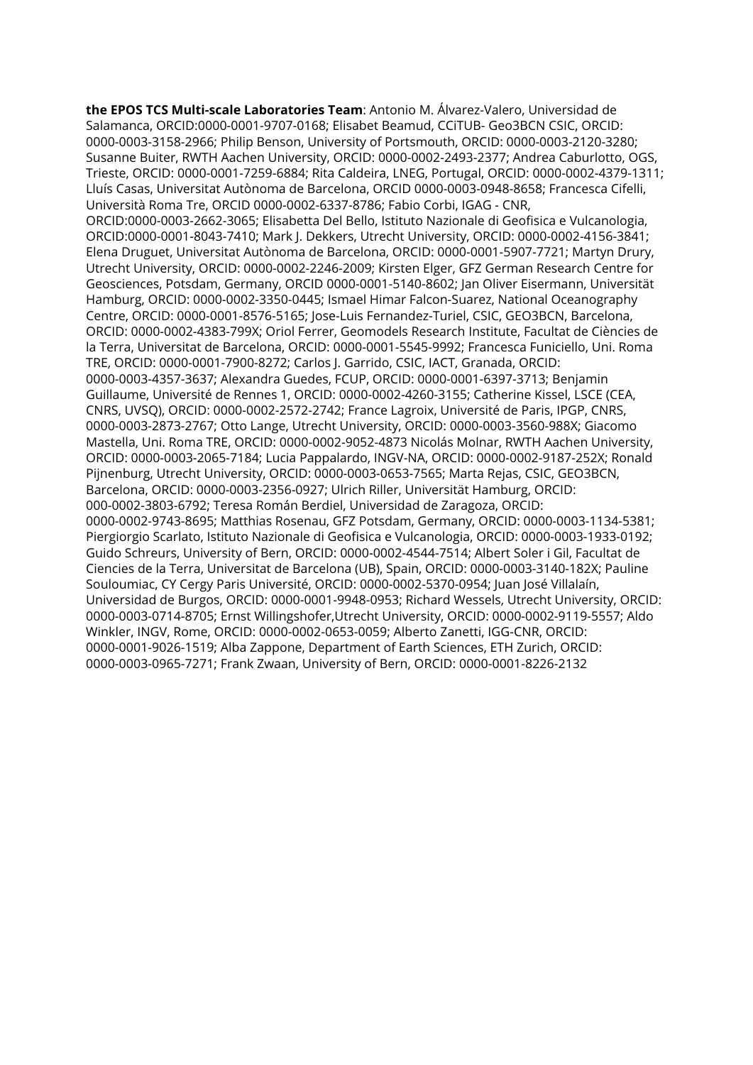**the EPOS TCS Multi-scale Laboratories Team**: Antonio M. Álvarez-Valero, Universidad de Salamanca, ORCID:0000-0001-9707-0168; Elisabet Beamud, CCiTUB- Geo3BCN CSIC, ORCID: 0000-0003-3158-2966; Philip Benson, University of Portsmouth, ORCID: 0000-0003-2120-3280; Susanne Buiter, RWTH Aachen University, ORCID: 0000-0002-2493-2377; Andrea Caburlotto, OGS, Trieste, ORCID: 0000-0001-7259-6884; Rita Caldeira, LNEG, Portugal, ORCID: 0000-0002-4379-1311; Lluís Casas, Universitat Autònoma de Barcelona, ORCID 0000-0003-0948-8658; Francesca Cifelli, Università Roma Tre, ORCID 0000-0002-6337-8786; Fabio Corbi, IGAG - CNR, ORCID:0000-0003-2662-3065; Elisabetta Del Bello, Istituto Nazionale di Geofisica e Vulcanologia, ORCID:0000-0001-8043-7410; Mark J. Dekkers, Utrecht University, ORCID: 0000-0002-4156-3841; Elena Druguet, Universitat Autònoma de Barcelona, ORCID: 0000-0001-5907-7721; Martyn Drury, Utrecht University, ORCID: 0000-0002-2246-2009; Kirsten Elger, GFZ German Research Centre for Geosciences, Potsdam, Germany, ORCID 0000-0001-5140-8602; Jan Oliver Eisermann, Universität Hamburg, ORCID: 0000-0002-3350-0445; Ismael Himar Falcon-Suarez, National Oceanography Centre, ORCID: 0000-0001-8576-5165; Jose-Luis Fernandez-Turiel, CSIC, GEO3BCN, Barcelona, ORCID: 0000-0002-4383-799X; Oriol Ferrer, Geomodels Research Institute, Facultat de Ciències de la Terra, Universitat de Barcelona, ORCID: 0000-0001-5545-9992; Francesca Funiciello, Uni. Roma TRE, ORCID: 0000-0001-7900-8272; Carlos J. Garrido, CSIC, IACT, Granada, ORCID: 0000-0003-4357-3637; Alexandra Guedes, FCUP, ORCID: 0000-0001-6397-3713; Benjamin Guillaume, Université de Rennes 1, ORCID: 0000-0002-4260-3155; Catherine Kissel, LSCE (CEA, CNRS, UVSQ), ORCID: 0000-0002-2572-2742; France Lagroix, Université de Paris, IPGP, CNRS, 0000-0003-2873-2767; Otto Lange, Utrecht University, ORCID: 0000-0003-3560-988X; Giacomo Mastella, Uni. Roma TRE, ORCID: 0000-0002-9052-4873 Nicolás Molnar, RWTH Aachen University, ORCID: 0000-0003-2065-7184; Lucia Pappalardo, INGV-NA, ORCID: 0000-0002-9187-252X; Ronald Pijnenburg, Utrecht University, ORCID: 0000-0003-0653-7565; Marta Rejas, CSIC, GEO3BCN, Barcelona, ORCID: 0000-0003-2356-0927; Ulrich Riller, Universität Hamburg, ORCID: 000-0002-3803-6792; Teresa Román Berdiel, Universidad de Zaragoza, ORCID: 0000-0002-9743-8695; Matthias Rosenau, GFZ Potsdam, Germany, ORCID: 0000-0003-1134-5381; Piergiorgio Scarlato, Istituto Nazionale di Geofisica e Vulcanologia, ORCID: 0000-0003-1933-0192; Guido Schreurs, University of Bern, ORCID: 0000-0002-4544-7514; Albert Soler i Gil, Facultat de Ciencies de la Terra, Universitat de Barcelona (UB), Spain, ORCID: 0000-0003-3140-182X; Pauline Souloumiac, CY Cergy Paris Université, ORCID: 0000-0002-5370-0954; Juan José Villalaín, Universidad de Burgos, ORCID: 0000-0001-9948-0953; Richard Wessels, Utrecht University, ORCID: 0000-0003-0714-8705; Ernst Willingshofer,Utrecht University, ORCID: 0000-0002-9119-5557; Aldo Winkler, INGV, Rome, ORCID: 0000-0002-0653-0059; Alberto Zanetti, IGG-CNR, ORCID: 0000-0001-9026-1519; Alba Zappone, Department of Earth Sciences, ETH Zurich, ORCID: 0000-0003-0965-7271; Frank Zwaan, University of Bern, ORCID: 0000-0001-8226-2132